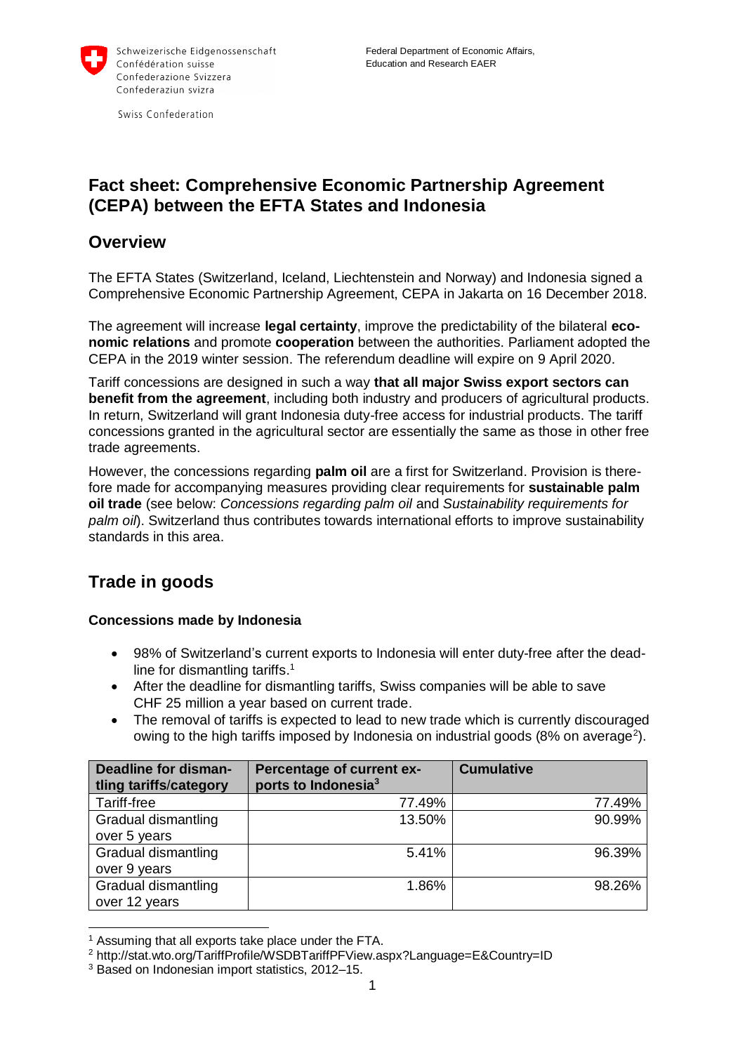Schweizerische Eidgenossenschaft
Confédération suisse
Confederazione Svizzera
Confederaziun svizra

Swiss Confederation

Federal Department of Economic Affairs, Education and Research EAER

# Fact sheet: Comprehensive Economic Partnership Agreement (CEPA) between the EFTA States and Indonesia

## Overview

The EFTA States (Switzerland, Iceland, Liechtenstein and Norway) and Indonesia signed a Comprehensive Economic Partnership Agreement, CEPA in Jakarta on 16 December 2018.

The agreement will increase **legal certainty**, improve the predictability of the bilateral **economic relations** and promote **cooperation** between the authorities. Parliament adopted the CEPA in the 2019 winter session. The referendum deadline will expire on 9 April 2020.

Tariff concessions are designed in such a way **that all major Swiss export sectors can benefit from the agreement**, including both industry and producers of agricultural products. In return, Switzerland will grant Indonesia duty-free access for industrial products. The tariff concessions granted in the agricultural sector are essentially the same as those in other free trade agreements.

However, the concessions regarding **palm oil** are a first for Switzerland. Provision is therefore made for accompanying measures providing clear requirements for **sustainable palm oil trade** (see below: *Concessions regarding palm oil* and *Sustainability requirements for palm oil*). Switzerland thus contributes towards international efforts to improve sustainability standards in this area.

## Trade in goods

### Concessions made by Indonesia

- 98% of Switzerland's current exports to Indonesia will enter duty-free after the deadline for dismantling tariffs.[1]
- After the deadline for dismantling tariffs, Swiss companies will be able to save CHF 25 million a year based on current trade.
- The removal of tariffs is expected to lead to new trade which is currently discouraged owing to the high tariffs imposed by Indonesia on industrial goods (8% on average[2]).

| Deadline for dismantling tariffs/category | Percentage of current exports to Indonesia[3] | Cumulative |
| --- | --- | --- |
| Tariff-free | 77.49% | 77.49% |
| Gradual dismantling over 5 years | 13.50% | 90.99% |
| Gradual dismantling over 9 years | 5.41% | 96.39% |
| Gradual dismantling over 12 years | 1.86% | 98.26% |

[1] Assuming that all exports take place under the FTA.

[2] http://stat.wto.org/TariffProfile/WSDBTariffPFView.aspx?Language=E&Country=ID

[3] Based on Indonesian import statistics, 2012–15.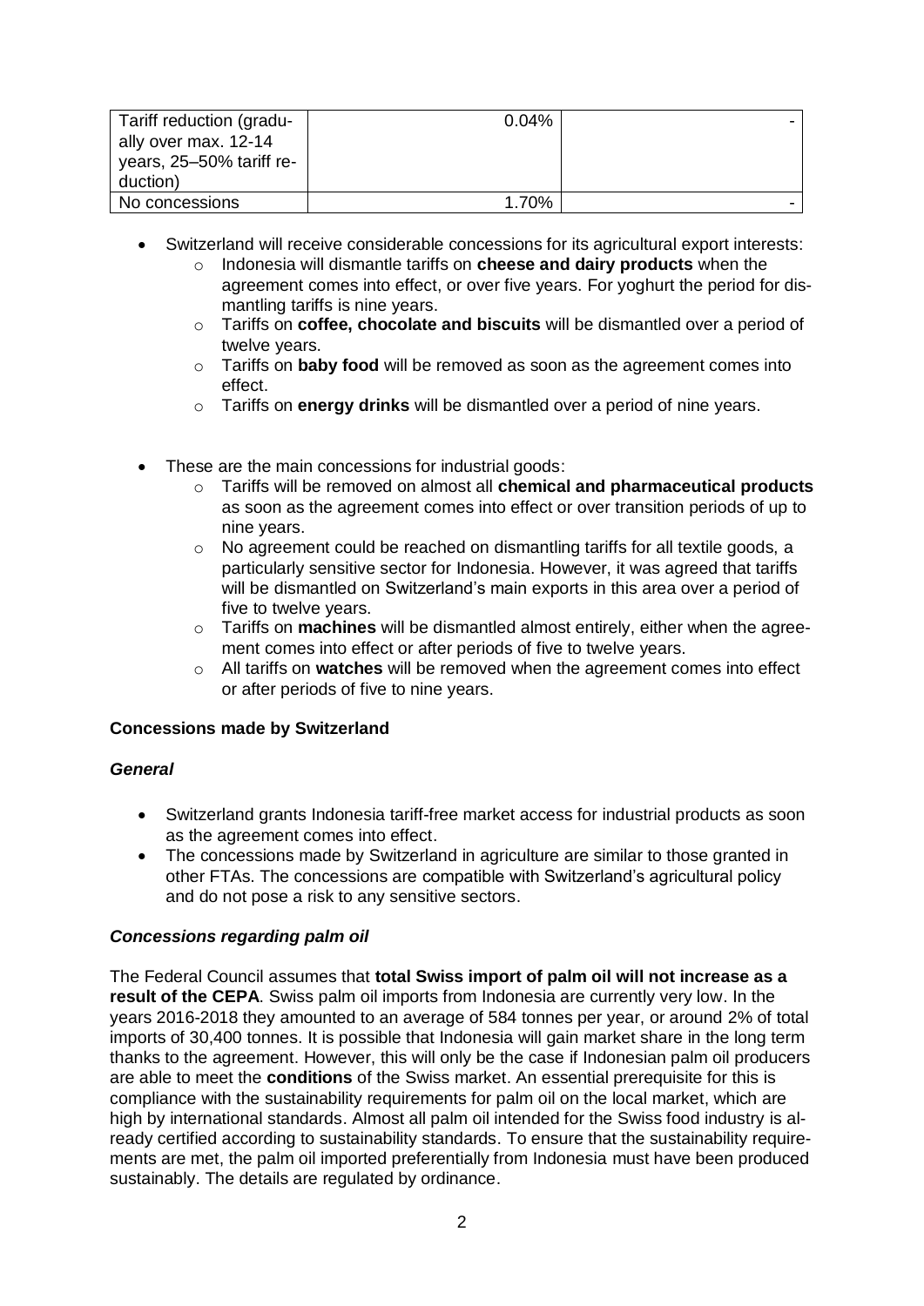| Tariff reduction (gradually over max. 12-14 years, 25–50% tariff reduction) | 0.04% | - |
| --- | --- | --- |
| No concessions | 1.70% | - |

- Switzerland will receive considerable concessions for its agricultural export interests:
  - Indonesia will dismantle tariffs on **cheese and dairy products** when the agreement comes into effect, or over five years. For yoghurt the period for dismantling tariffs is nine years.
  - Tariffs on **coffee, chocolate and biscuits** will be dismantled over a period of twelve years.
  - Tariffs on **baby food** will be removed as soon as the agreement comes into effect.
  - Tariffs on **energy drinks** will be dismantled over a period of nine years.

- These are the main concessions for industrial goods:
  - Tariffs will be removed on almost all **chemical and pharmaceutical products** as soon as the agreement comes into effect or over transition periods of up to nine years.
  - No agreement could be reached on dismantling tariffs for all textile goods, a particularly sensitive sector for Indonesia. However, it was agreed that tariffs will be dismantled on Switzerland's main exports in this area over a period of five to twelve years.
  - Tariffs on **machines** will be dismantled almost entirely, either when the agreement comes into effect or after periods of five to twelve years.
  - All tariffs on **watches** will be removed when the agreement comes into effect or after periods of five to nine years.

**Concessions made by Switzerland**

***General***

- Switzerland grants Indonesia tariff-free market access for industrial products as soon as the agreement comes into effect.
- The concessions made by Switzerland in agriculture are similar to those granted in other FTAs. The concessions are compatible with Switzerland's agricultural policy and do not pose a risk to any sensitive sectors.

***Concessions regarding palm oil***

The Federal Council assumes that **total Swiss import of palm oil will not increase as a result of the CEPA**. Swiss palm oil imports from Indonesia are currently very low. In the years 2016-2018 they amounted to an average of 584 tonnes per year, or around 2% of total imports of 30,400 tonnes. It is possible that Indonesia will gain market share in the long term thanks to the agreement. However, this will only be the case if Indonesian palm oil producers are able to meet the **conditions** of the Swiss market. An essential prerequisite for this is compliance with the sustainability requirements for palm oil on the local market, which are high by international standards. Almost all palm oil intended for the Swiss food industry is already certified according to sustainability standards. To ensure that the sustainability requirements are met, the palm oil imported preferentially from Indonesia must have been produced sustainably. The details are regulated by ordinance.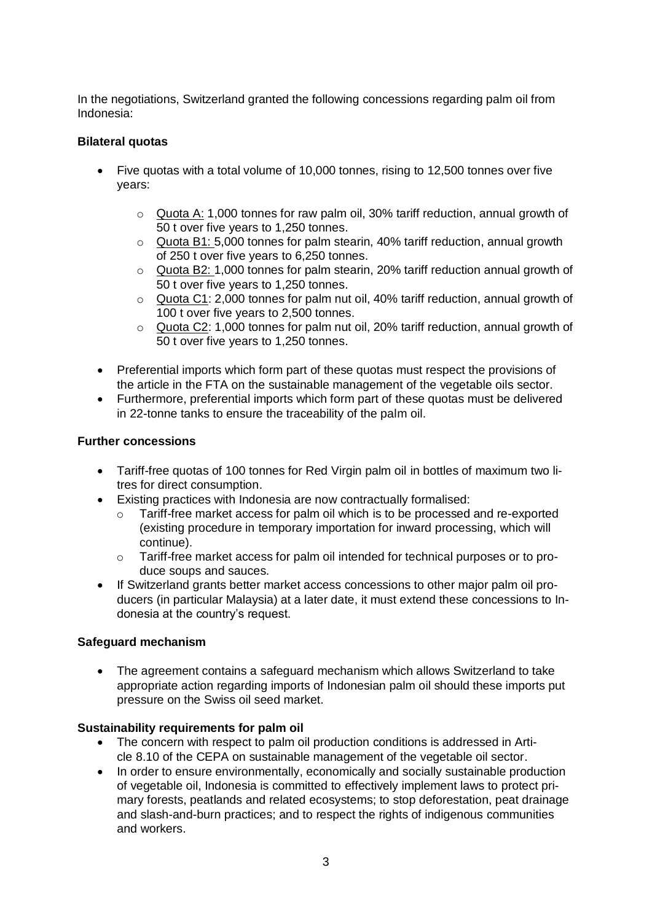In the negotiations, Switzerland granted the following concessions regarding palm oil from Indonesia:

**Bilateral quotas**

- Five quotas with a total volume of 10,000 tonnes, rising to 12,500 tonnes over five years:
    - Quota A: 1,000 tonnes for raw palm oil, 30% tariff reduction, annual growth of 50 t over five years to 1,250 tonnes.
    - Quota B1: 5,000 tonnes for palm stearin, 40% tariff reduction, annual growth of 250 t over five years to 6,250 tonnes.
    - Quota B2: 1,000 tonnes for palm stearin, 20% tariff reduction annual growth of 50 t over five years to 1,250 tonnes.
    - Quota C1: 2,000 tonnes for palm nut oil, 40% tariff reduction, annual growth of 100 t over five years to 2,500 tonnes.
    - Quota C2: 1,000 tonnes for palm nut oil, 20% tariff reduction, annual growth of 50 t over five years to 1,250 tonnes.
- Preferential imports which form part of these quotas must respect the provisions of the article in the FTA on the sustainable management of the vegetable oils sector.
- Furthermore, preferential imports which form part of these quotas must be delivered in 22-tonne tanks to ensure the traceability of the palm oil.

**Further concessions**

- Tariff-free quotas of 100 tonnes for Red Virgin palm oil in bottles of maximum two litres for direct consumption.
- Existing practices with Indonesia are now contractually formalised:
    - Tariff-free market access for palm oil which is to be processed and re-exported (existing procedure in temporary importation for inward processing, which will continue).
    - Tariff-free market access for palm oil intended for technical purposes or to produce soups and sauces.
- If Switzerland grants better market access concessions to other major palm oil producers (in particular Malaysia) at a later date, it must extend these concessions to Indonesia at the country's request.

**Safeguard mechanism**

- The agreement contains a safeguard mechanism which allows Switzerland to take appropriate action regarding imports of Indonesian palm oil should these imports put pressure on the Swiss oil seed market.

**Sustainability requirements for palm oil**

- The concern with respect to palm oil production conditions is addressed in Article 8.10 of the CEPA on sustainable management of the vegetable oil sector.
- In order to ensure environmentally, economically and socially sustainable production of vegetable oil, Indonesia is committed to effectively implement laws to protect primary forests, peatlands and related ecosystems; to stop deforestation, peat drainage and slash-and-burn practices; and to respect the rights of indigenous communities and workers.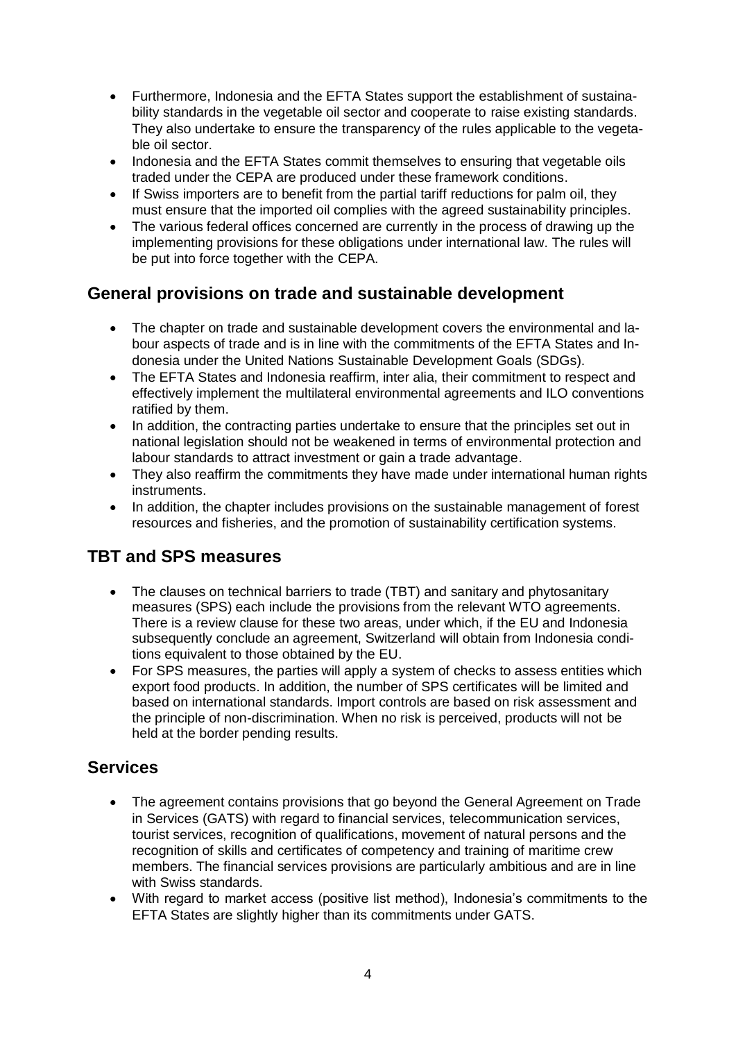- Furthermore, Indonesia and the EFTA States support the establishment of sustainability standards in the vegetable oil sector and cooperate to raise existing standards. They also undertake to ensure the transparency of the rules applicable to the vegetable oil sector.
- Indonesia and the EFTA States commit themselves to ensuring that vegetable oils traded under the CEPA are produced under these framework conditions.
- If Swiss importers are to benefit from the partial tariff reductions for palm oil, they must ensure that the imported oil complies with the agreed sustainability principles.
- The various federal offices concerned are currently in the process of drawing up the implementing provisions for these obligations under international law. The rules will be put into force together with the CEPA.

## General provisions on trade and sustainable development

- The chapter on trade and sustainable development covers the environmental and labour aspects of trade and is in line with the commitments of the EFTA States and Indonesia under the United Nations Sustainable Development Goals (SDGs).
- The EFTA States and Indonesia reaffirm, inter alia, their commitment to respect and effectively implement the multilateral environmental agreements and ILO conventions ratified by them.
- In addition, the contracting parties undertake to ensure that the principles set out in national legislation should not be weakened in terms of environmental protection and labour standards to attract investment or gain a trade advantage.
- They also reaffirm the commitments they have made under international human rights instruments.
- In addition, the chapter includes provisions on the sustainable management of forest resources and fisheries, and the promotion of sustainability certification systems.

## TBT and SPS measures

- The clauses on technical barriers to trade (TBT) and sanitary and phytosanitary measures (SPS) each include the provisions from the relevant WTO agreements. There is a review clause for these two areas, under which, if the EU and Indonesia subsequently conclude an agreement, Switzerland will obtain from Indonesia conditions equivalent to those obtained by the EU.
- For SPS measures, the parties will apply a system of checks to assess entities which export food products. In addition, the number of SPS certificates will be limited and based on international standards. Import controls are based on risk assessment and the principle of non-discrimination. When no risk is perceived, products will not be held at the border pending results.

## Services

- The agreement contains provisions that go beyond the General Agreement on Trade in Services (GATS) with regard to financial services, telecommunication services, tourist services, recognition of qualifications, movement of natural persons and the recognition of skills and certificates of competency and training of maritime crew members. The financial services provisions are particularly ambitious and are in line with Swiss standards.
- With regard to market access (positive list method), Indonesia's commitments to the EFTA States are slightly higher than its commitments under GATS.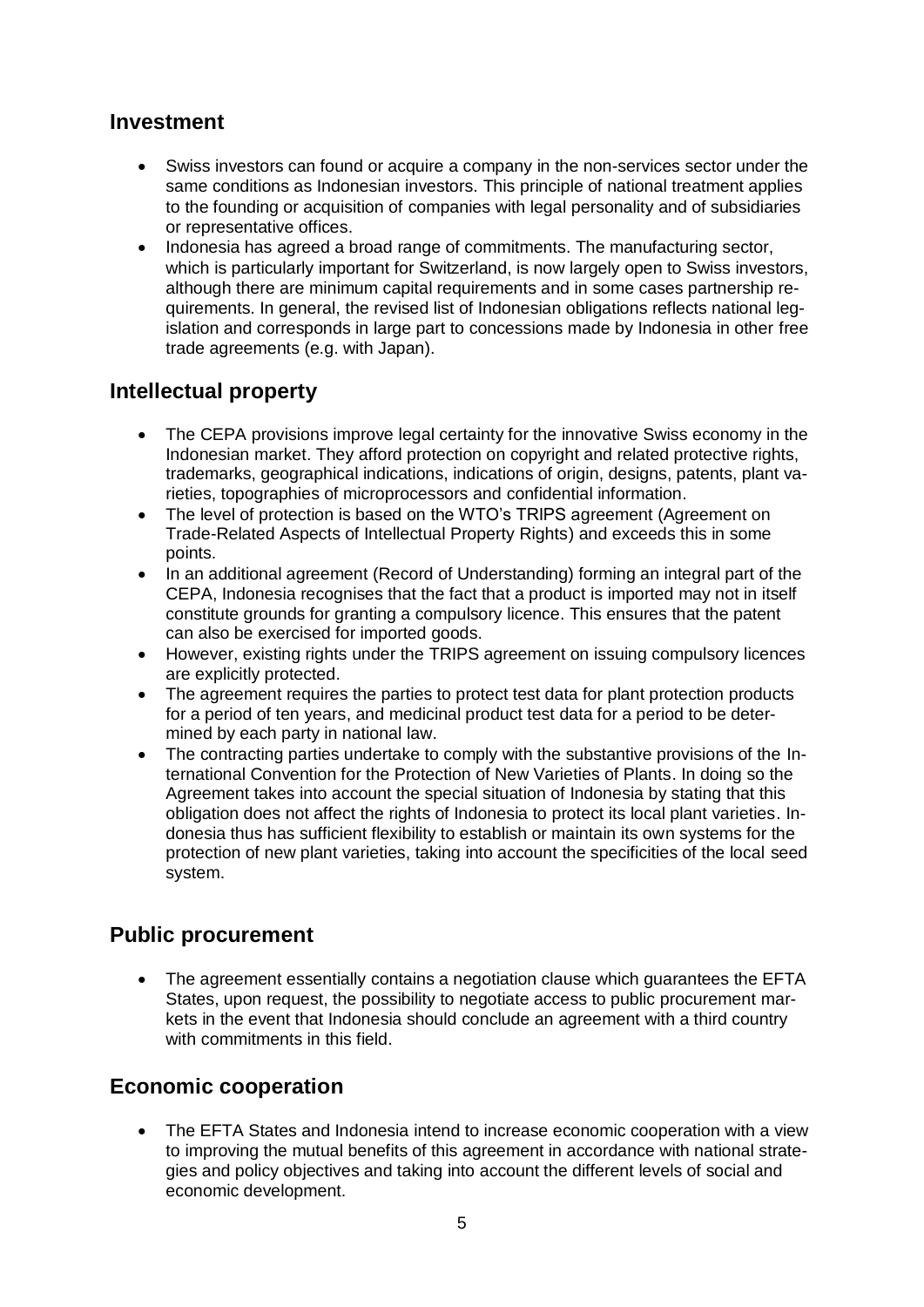## Investment

- Swiss investors can found or acquire a company in the non-services sector under the same conditions as Indonesian investors. This principle of national treatment applies to the founding or acquisition of companies with legal personality and of subsidiaries or representative offices.
- Indonesia has agreed a broad range of commitments. The manufacturing sector, which is particularly important for Switzerland, is now largely open to Swiss investors, although there are minimum capital requirements and in some cases partnership requirements. In general, the revised list of Indonesian obligations reflects national legislation and corresponds in large part to concessions made by Indonesia in other free trade agreements (e.g. with Japan).

## Intellectual property

- The CEPA provisions improve legal certainty for the innovative Swiss economy in the Indonesian market. They afford protection on copyright and related protective rights, trademarks, geographical indications, indications of origin, designs, patents, plant varieties, topographies of microprocessors and confidential information.
- The level of protection is based on the WTO's TRIPS agreement (Agreement on Trade-Related Aspects of Intellectual Property Rights) and exceeds this in some points.
- In an additional agreement (Record of Understanding) forming an integral part of the CEPA, Indonesia recognises that the fact that a product is imported may not in itself constitute grounds for granting a compulsory licence. This ensures that the patent can also be exercised for imported goods.
- However, existing rights under the TRIPS agreement on issuing compulsory licences are explicitly protected.
- The agreement requires the parties to protect test data for plant protection products for a period of ten years, and medicinal product test data for a period to be determined by each party in national law.
- The contracting parties undertake to comply with the substantive provisions of the International Convention for the Protection of New Varieties of Plants. In doing so the Agreement takes into account the special situation of Indonesia by stating that this obligation does not affect the rights of Indonesia to protect its local plant varieties. Indonesia thus has sufficient flexibility to establish or maintain its own systems for the protection of new plant varieties, taking into account the specificities of the local seed system.

## Public procurement

- The agreement essentially contains a negotiation clause which guarantees the EFTA States, upon request, the possibility to negotiate access to public procurement markets in the event that Indonesia should conclude an agreement with a third country with commitments in this field.

## Economic cooperation

- The EFTA States and Indonesia intend to increase economic cooperation with a view to improving the mutual benefits of this agreement in accordance with national strategies and policy objectives and taking into account the different levels of social and economic development.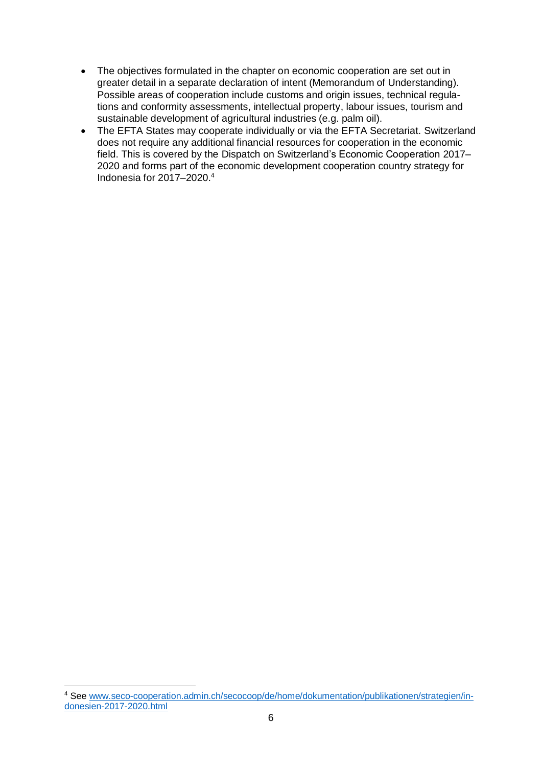- The objectives formulated in the chapter on economic cooperation are set out in greater detail in a separate declaration of intent (Memorandum of Understanding). Possible areas of cooperation include customs and origin issues, technical regulations and conformity assessments, intellectual property, labour issues, tourism and sustainable development of agricultural industries (e.g. palm oil).
- The EFTA States may cooperate individually or via the EFTA Secretariat. Switzerland does not require any additional financial resources for cooperation in the economic field. This is covered by the Dispatch on Switzerland's Economic Cooperation 2017–2020 and forms part of the economic development cooperation country strategy for Indonesia for 2017–2020.[4]

---

[4] See [www.seco-cooperation.admin.ch/secocoop/de/home/dokumentation/publikationen/strategien/indonesien-2017-2020.html](www.seco-cooperation.admin.ch/secocoop/de/home/dokumentation/publikationen/strategien/indonesien-2017-2020.html)